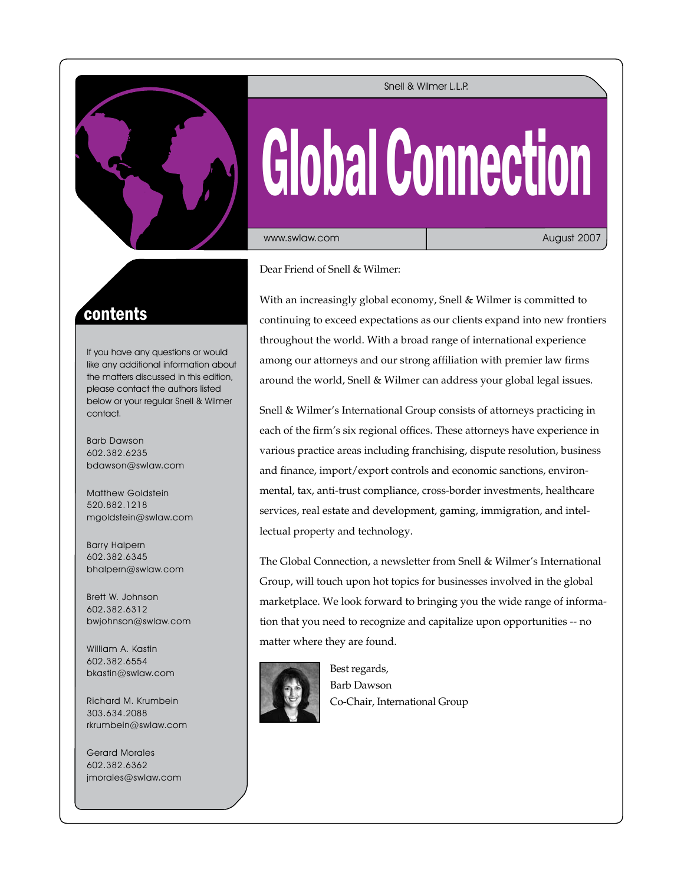Snell & Wilmer L.L.P.

# Global Connection

www.swlaw.com | August 2007

## contents

If you have any questions or would like any additional information about the matters discussed in this edition, please contact the authors listed below or your regular Snell & Wilmer contact.

Barb Dawson
602.382.6235
bdawson@swlaw.com

Matthew Goldstein
520.882.1218
mgoldstein@swlaw.com

Barry Halpern
602.382.6345
bhalpern@swlaw.com

Brett W. Johnson
602.382.6312
bwjohnson@swlaw.com

William A. Kastin
602.382.6554
bkastin@swlaw.com

Richard M. Krumbein
303.634.2088
rkrumbein@swlaw.com

Gerard Morales
602.382.6362
jmorales@swlaw.com

Dear Friend of Snell & Wilmer:

With an increasingly global economy, Snell & Wilmer is committed to continuing to exceed expectations as our clients expand into new frontiers throughout the world. With a broad range of international experience among our attorneys and our strong affiliation with premier law firms around the world, Snell & Wilmer can address your global legal issues.

Snell & Wilmer's International Group consists of attorneys practicing in each of the firm's six regional offices. These attorneys have experience in various practice areas including franchising, dispute resolution, business and finance, import/export controls and economic sanctions, environmental, tax, anti-trust compliance, cross-border investments, healthcare services, real estate and development, gaming, immigration, and intellectual property and technology.

The Global Connection, a newsletter from Snell & Wilmer's International Group, will touch upon hot topics for businesses involved in the global marketplace. We look forward to bringing you the wide range of information that you need to recognize and capitalize upon opportunities -- no matter where they are found.

Best regards,
Barb Dawson
Co-Chair, International Group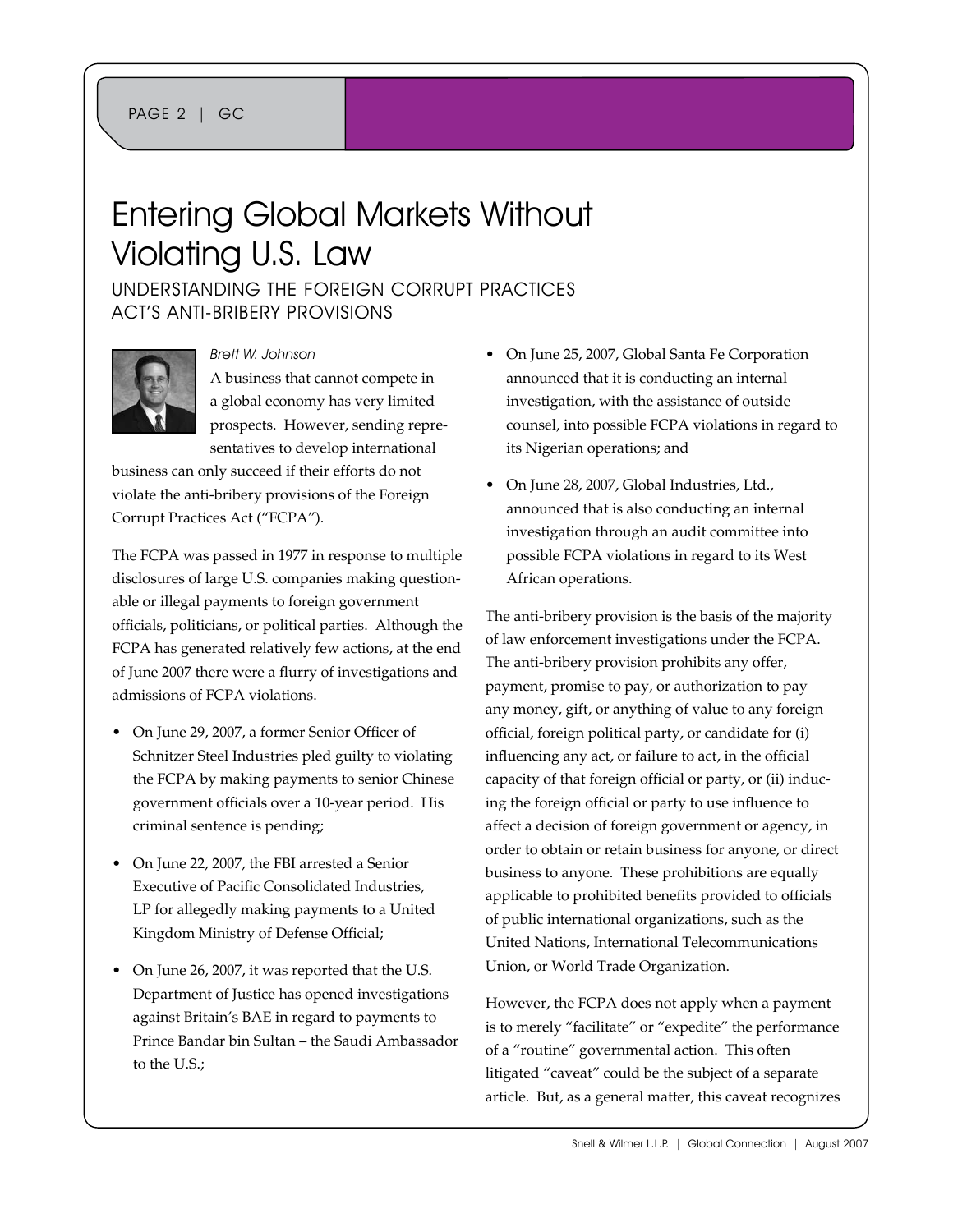# Entering Global Markets Without Violating U.S. Law

## UNDERSTANDING THE FOREIGN CORRUPT PRACTICES ACT'S ANTI-BRIBERY PROVISIONS

*Brett W. Johnson*

A business that cannot compete in a global economy has very limited prospects. However, sending representatives to develop international business can only succeed if their efforts do not violate the anti-bribery provisions of the Foreign Corrupt Practices Act ("FCPA").

The FCPA was passed in 1977 in response to multiple disclosures of large U.S. companies making questionable or illegal payments to foreign government officials, politicians, or political parties. Although the FCPA has generated relatively few actions, at the end of June 2007 there were a flurry of investigations and admissions of FCPA violations.

- On June 29, 2007, a former Senior Officer of Schnitzer Steel Industries pled guilty to violating the FCPA by making payments to senior Chinese government officials over a 10-year period. His criminal sentence is pending;
- On June 22, 2007, the FBI arrested a Senior Executive of Pacific Consolidated Industries, LP for allegedly making payments to a United Kingdom Ministry of Defense Official;
- On June 26, 2007, it was reported that the U.S. Department of Justice has opened investigations against Britain's BAE in regard to payments to Prince Bandar bin Sultan – the Saudi Ambassador to the U.S.;
- On June 25, 2007, Global Santa Fe Corporation announced that it is conducting an internal investigation, with the assistance of outside counsel, into possible FCPA violations in regard to its Nigerian operations; and
- On June 28, 2007, Global Industries, Ltd., announced that is also conducting an internal investigation through an audit committee into possible FCPA violations in regard to its West African operations.

The anti-bribery provision is the basis of the majority of law enforcement investigations under the FCPA. The anti-bribery provision prohibits any offer, payment, promise to pay, or authorization to pay any money, gift, or anything of value to any foreign official, foreign political party, or candidate for (i) influencing any act, or failure to act, in the official capacity of that foreign official or party, or (ii) inducing the foreign official or party to use influence to affect a decision of foreign government or agency, in order to obtain or retain business for anyone, or direct business to anyone. These prohibitions are equally applicable to prohibited benefits provided to officials of public international organizations, such as the United Nations, International Telecommunications Union, or World Trade Organization.

However, the FCPA does not apply when a payment is to merely "facilitate" or "expedite" the performance of a "routine" governmental action. This often litigated "caveat" could be the subject of a separate article. But, as a general matter, this caveat recognizes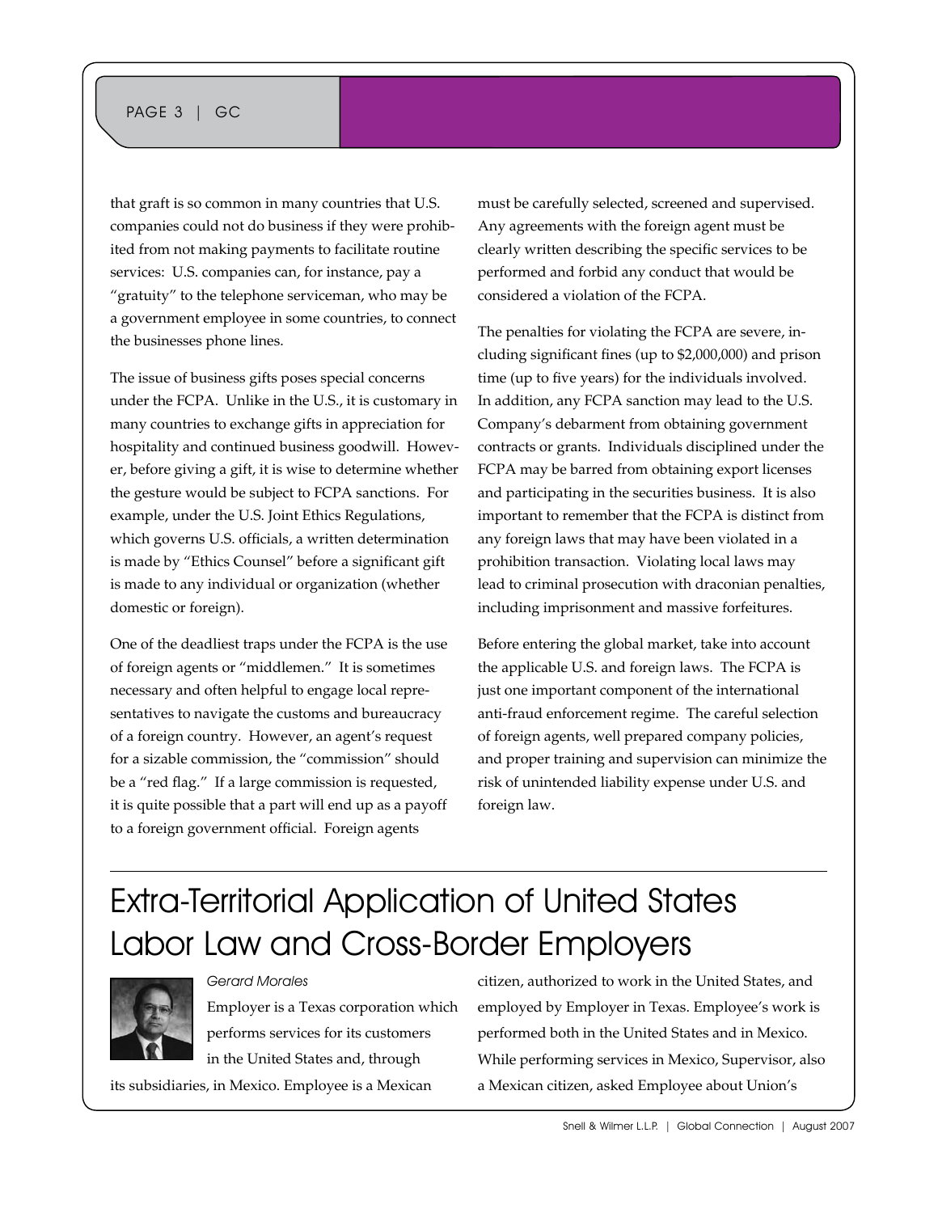that graft is so common in many countries that U.S. companies could not do business if they were prohibited from not making payments to facilitate routine services: U.S. companies can, for instance, pay a "gratuity" to the telephone serviceman, who may be a government employee in some countries, to connect the businesses phone lines.

The issue of business gifts poses special concerns under the FCPA. Unlike in the U.S., it is customary in many countries to exchange gifts in appreciation for hospitality and continued business goodwill. However, before giving a gift, it is wise to determine whether the gesture would be subject to FCPA sanctions. For example, under the U.S. Joint Ethics Regulations, which governs U.S. officials, a written determination is made by "Ethics Counsel" before a significant gift is made to any individual or organization (whether domestic or foreign).

One of the deadliest traps under the FCPA is the use of foreign agents or "middlemen." It is sometimes necessary and often helpful to engage local representatives to navigate the customs and bureaucracy of a foreign country. However, an agent's request for a sizable commission, the "commission" should be a "red flag." If a large commission is requested, it is quite possible that a part will end up as a payoff to a foreign government official. Foreign agents must be carefully selected, screened and supervised. Any agreements with the foreign agent must be clearly written describing the specific services to be performed and forbid any conduct that would be considered a violation of the FCPA.

The penalties for violating the FCPA are severe, including significant fines (up to $2,000,000) and prison time (up to five years) for the individuals involved. In addition, any FCPA sanction may lead to the U.S. Company's debarment from obtaining government contracts or grants. Individuals disciplined under the FCPA may be barred from obtaining export licenses and participating in the securities business. It is also important to remember that the FCPA is distinct from any foreign laws that may have been violated in a prohibition transaction. Violating local laws may lead to criminal prosecution with draconian penalties, including imprisonment and massive forfeitures.

Before entering the global market, take into account the applicable U.S. and foreign laws. The FCPA is just one important component of the international anti-fraud enforcement regime. The careful selection of foreign agents, well prepared company policies, and proper training and supervision can minimize the risk of unintended liability expense under U.S. and foreign law.

# Extra-Territorial Application of United States Labor Law and Cross-Border Employers

*Gerard Morales*

Employer is a Texas corporation which performs services for its customers in the United States and, through its subsidiaries, in Mexico. Employee is a Mexican citizen, authorized to work in the United States, and employed by Employer in Texas. Employee's work is performed both in the United States and in Mexico. While performing services in Mexico, Supervisor, also a Mexican citizen, asked Employee about Union's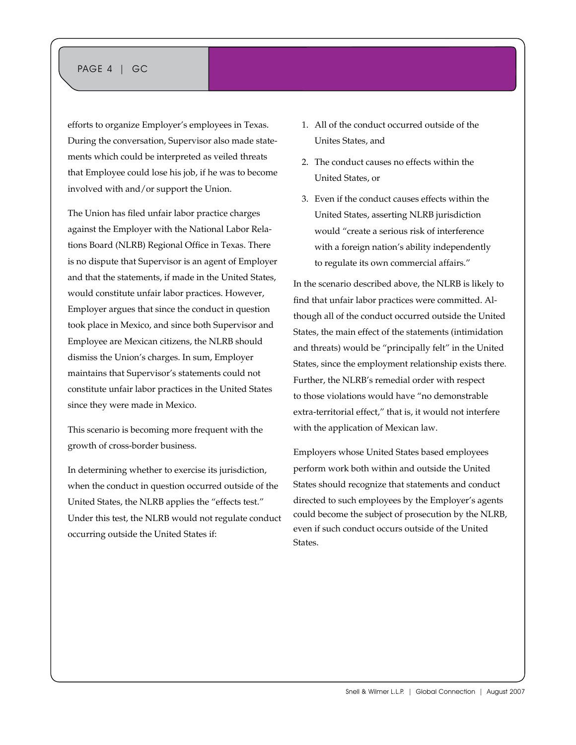efforts to organize Employer's employees in Texas. During the conversation, Supervisor also made statements which could be interpreted as veiled threats that Employee could lose his job, if he was to become involved with and/or support the Union.

The Union has filed unfair labor practice charges against the Employer with the National Labor Relations Board (NLRB) Regional Office in Texas. There is no dispute that Supervisor is an agent of Employer and that the statements, if made in the United States, would constitute unfair labor practices. However, Employer argues that since the conduct in question took place in Mexico, and since both Supervisor and Employee are Mexican citizens, the NLRB should dismiss the Union's charges. In sum, Employer maintains that Supervisor's statements could not constitute unfair labor practices in the United States since they were made in Mexico.

This scenario is becoming more frequent with the growth of cross-border business.

In determining whether to exercise its jurisdiction, when the conduct in question occurred outside of the United States, the NLRB applies the "effects test." Under this test, the NLRB would not regulate conduct occurring outside the United States if:

1. All of the conduct occurred outside of the Unites States, and
2. The conduct causes no effects within the United States, or
3. Even if the conduct causes effects within the United States, asserting NLRB jurisdiction would "create a serious risk of interference with a foreign nation's ability independently to regulate its own commercial affairs."

In the scenario described above, the NLRB is likely to find that unfair labor practices were committed. Although all of the conduct occurred outside the United States, the main effect of the statements (intimidation and threats) would be "principally felt" in the United States, since the employment relationship exists there. Further, the NLRB's remedial order with respect to those violations would have "no demonstrable extra-territorial effect," that is, it would not interfere with the application of Mexican law.

Employers whose United States based employees perform work both within and outside the United States should recognize that statements and conduct directed to such employees by the Employer's agents could become the subject of prosecution by the NLRB, even if such conduct occurs outside of the United States.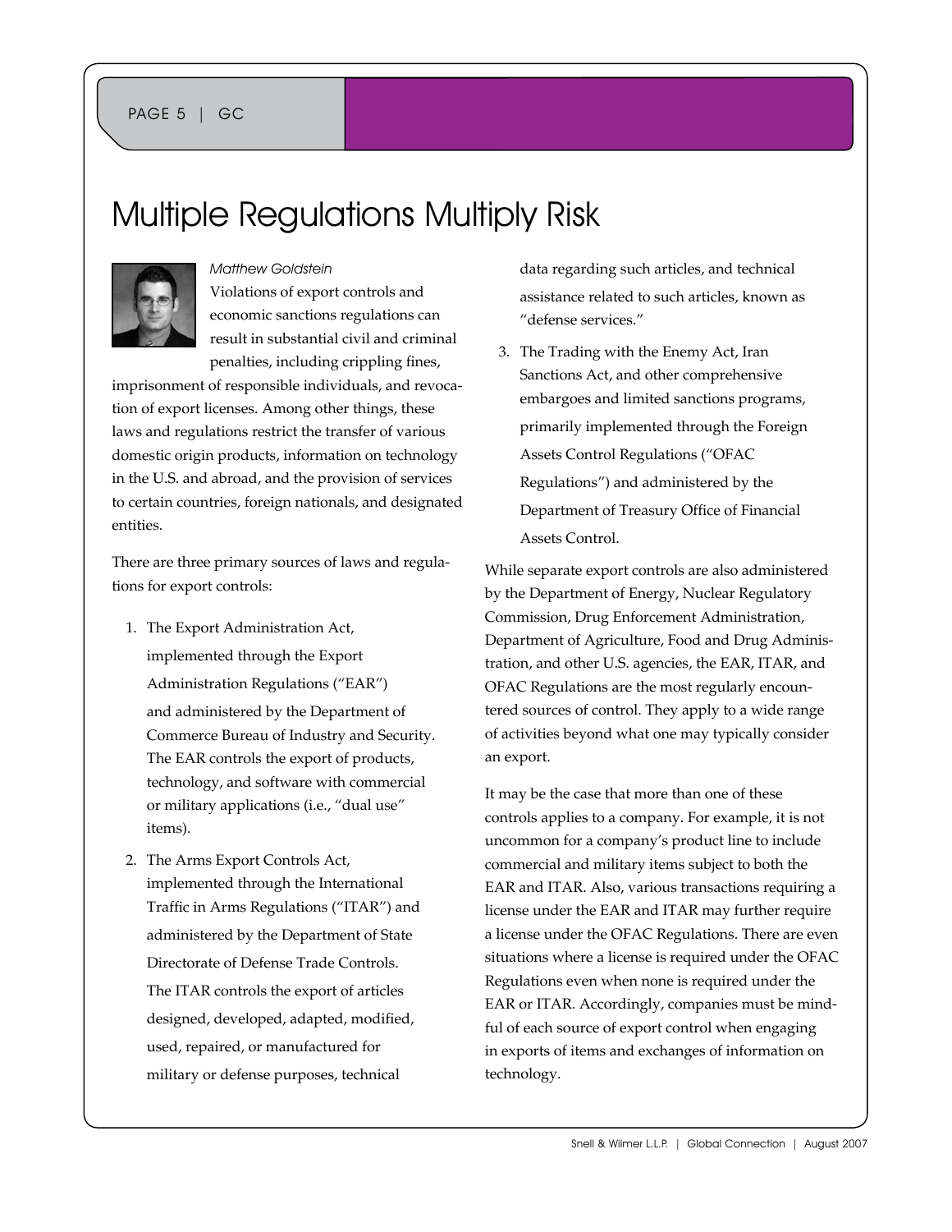# Multiple Regulations Multiply Risk

*Matthew Goldstein*

Violations of export controls and economic sanctions regulations can result in substantial civil and criminal penalties, including crippling fines, imprisonment of responsible individuals, and revocation of export licenses. Among other things, these laws and regulations restrict the transfer of various domestic origin products, information on technology in the U.S. and abroad, and the provision of services to certain countries, foreign nationals, and designated entities.

There are three primary sources of laws and regulations for export controls:

1. The Export Administration Act, implemented through the Export Administration Regulations ("EAR") and administered by the Department of Commerce Bureau of Industry and Security. The EAR controls the export of products, technology, and software with commercial or military applications (i.e., "dual use" items).
2. The Arms Export Controls Act, implemented through the International Traffic in Arms Regulations ("ITAR") and administered by the Department of State Directorate of Defense Trade Controls. The ITAR controls the export of articles designed, developed, adapted, modified, used, repaired, or manufactured for military or defense purposes, technical data regarding such articles, and technical assistance related to such articles, known as "defense services."
3. The Trading with the Enemy Act, Iran Sanctions Act, and other comprehensive embargoes and limited sanctions programs, primarily implemented through the Foreign Assets Control Regulations ("OFAC Regulations") and administered by the Department of Treasury Office of Financial Assets Control.

While separate export controls are also administered by the Department of Energy, Nuclear Regulatory Commission, Drug Enforcement Administration, Department of Agriculture, Food and Drug Administration, and other U.S. agencies, the EAR, ITAR, and OFAC Regulations are the most regularly encountered sources of control. They apply to a wide range of activities beyond what one may typically consider an export.

It may be the case that more than one of these controls applies to a company. For example, it is not uncommon for a company's product line to include commercial and military items subject to both the EAR and ITAR. Also, various transactions requiring a license under the EAR and ITAR may further require a license under the OFAC Regulations. There are even situations where a license is required under the OFAC Regulations even when none is required under the EAR or ITAR. Accordingly, companies must be mindful of each source of export control when engaging in exports of items and exchanges of information on technology.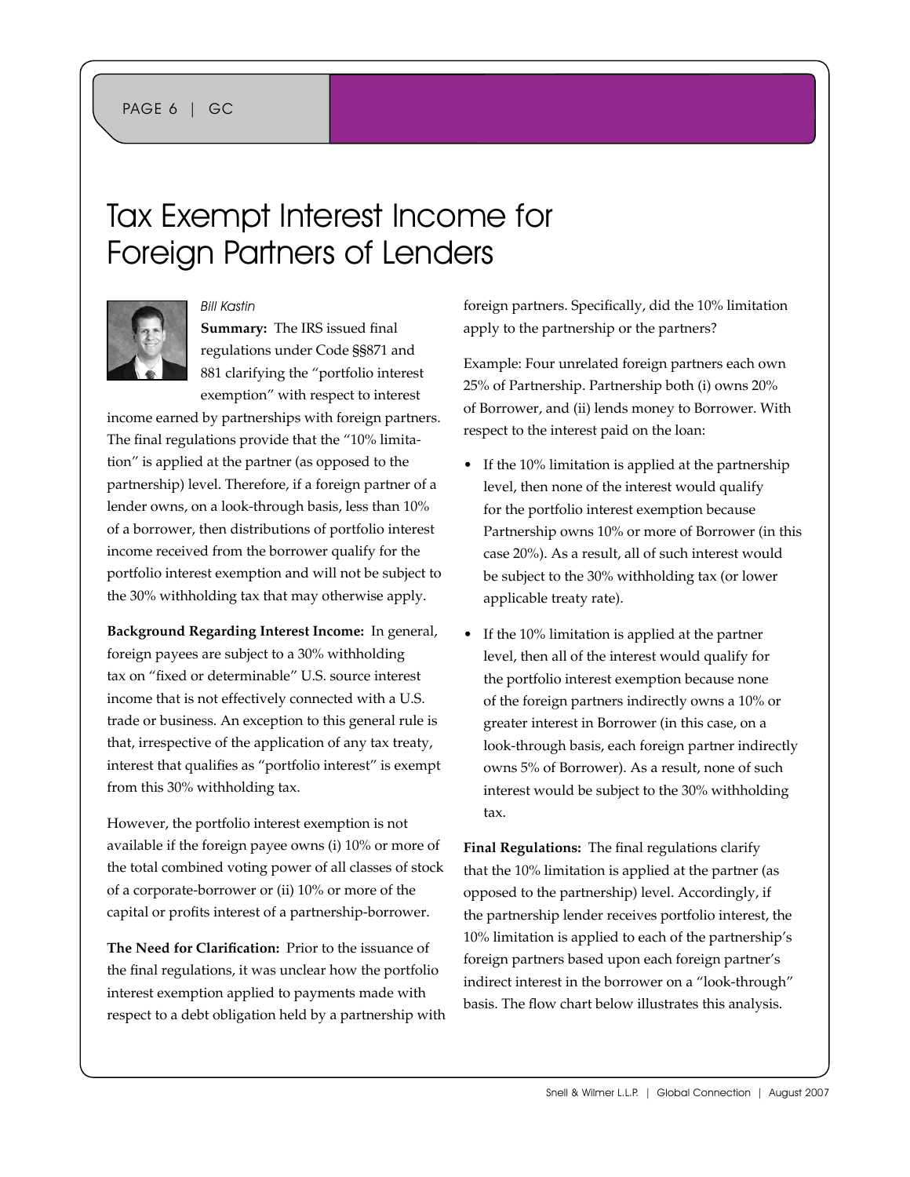# Tax Exempt Interest Income for Foreign Partners of Lenders

*Bill Kastin*

**Summary:** The IRS issued final regulations under Code §§871 and 881 clarifying the "portfolio interest exemption" with respect to interest income earned by partnerships with foreign partners. The final regulations provide that the "10% limitation" is applied at the partner (as opposed to the partnership) level. Therefore, if a foreign partner of a lender owns, on a look-through basis, less than 10% of a borrower, then distributions of portfolio interest income received from the borrower qualify for the portfolio interest exemption and will not be subject to the 30% withholding tax that may otherwise apply.

**Background Regarding Interest Income:** In general, foreign payees are subject to a 30% withholding tax on "fixed or determinable" U.S. source interest income that is not effectively connected with a U.S. trade or business. An exception to this general rule is that, irrespective of the application of any tax treaty, interest that qualifies as "portfolio interest" is exempt from this 30% withholding tax.

However, the portfolio interest exemption is not available if the foreign payee owns (i) 10% or more of the total combined voting power of all classes of stock of a corporate-borrower or (ii) 10% or more of the capital or profits interest of a partnership-borrower.

**The Need for Clarification:** Prior to the issuance of the final regulations, it was unclear how the portfolio interest exemption applied to payments made with respect to a debt obligation held by a partnership with foreign partners. Specifically, did the 10% limitation apply to the partnership or the partners?

Example: Four unrelated foreign partners each own 25% of Partnership. Partnership both (i) owns 20% of Borrower, and (ii) lends money to Borrower. With respect to the interest paid on the loan:

- If the 10% limitation is applied at the partnership level, then none of the interest would qualify for the portfolio interest exemption because Partnership owns 10% or more of Borrower (in this case 20%). As a result, all of such interest would be subject to the 30% withholding tax (or lower applicable treaty rate).
- If the 10% limitation is applied at the partner level, then all of the interest would qualify for the portfolio interest exemption because none of the foreign partners indirectly owns a 10% or greater interest in Borrower (in this case, on a look-through basis, each foreign partner indirectly owns 5% of Borrower). As a result, none of such interest would be subject to the 30% withholding tax.

**Final Regulations:** The final regulations clarify that the 10% limitation is applied at the partner (as opposed to the partnership) level. Accordingly, if the partnership lender receives portfolio interest, the 10% limitation is applied to each of the partnership's foreign partners based upon each foreign partner's indirect interest in the borrower on a "look-through" basis. The flow chart below illustrates this analysis.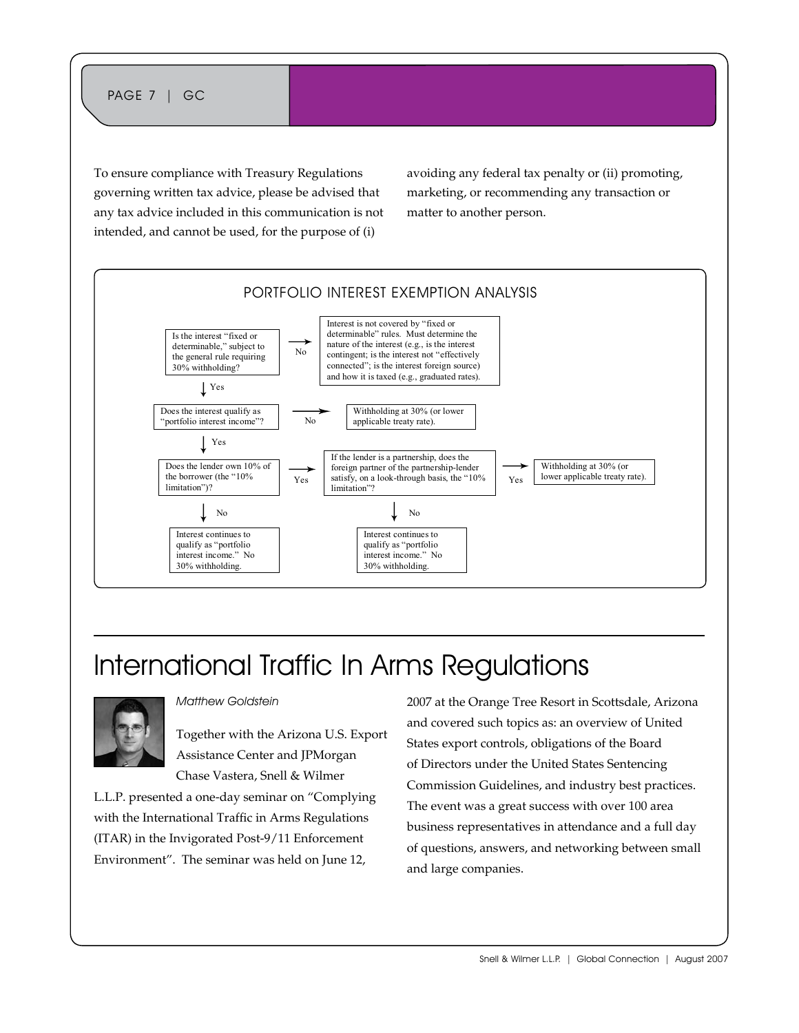To ensure compliance with Treasury Regulations governing written tax advice, please be advised that any tax advice included in this communication is not intended, and cannot be used, for the purpose of (i) avoiding any federal tax penalty or (ii) promoting, marketing, or recommending any transaction or matter to another person.

### PORTFOLIO INTEREST EXEMPTION ANALYSIS

- Is the interest "fixed or determinable," subject to the general rule requiring 30% withholding?
  - No → Interest is not covered by "fixed or determinable" rules. Must determine the nature of the interest (e.g., is the interest contingent; is the interest not "effectively connected"; is the interest foreign source) and how it is taxed (e.g., graduated rates).
  - Yes → Does the interest qualify as "portfolio interest income"?
    - No → Withholding at 30% (or lower applicable treaty rate).
    - Yes → Does the lender own 10% of the borrower (the "10% limitation")?
      - No → Interest continues to qualify as "portfolio interest income." No 30% withholding.
      - Yes → If the lender is a partnership, does the foreign partner of the partnership-lender satisfy, on a look-through basis, the "10% limitation"?
        - Yes → Withholding at 30% (or lower applicable treaty rate).
        - No → Interest continues to qualify as "portfolio interest income." No 30% withholding.

# International Traffic In Arms Regulations

*Matthew Goldstein*

Together with the Arizona U.S. Export Assistance Center and JPMorgan Chase Vastera, Snell & Wilmer L.L.P. presented a one-day seminar on "Complying with the International Traffic in Arms Regulations (ITAR) in the Invigorated Post-9/11 Enforcement Environment". The seminar was held on June 12, 2007 at the Orange Tree Resort in Scottsdale, Arizona and covered such topics as: an overview of United States export controls, obligations of the Board of Directors under the United States Sentencing Commission Guidelines, and industry best practices. The event was a great success with over 100 area business representatives in attendance and a full day of questions, answers, and networking between small and large companies.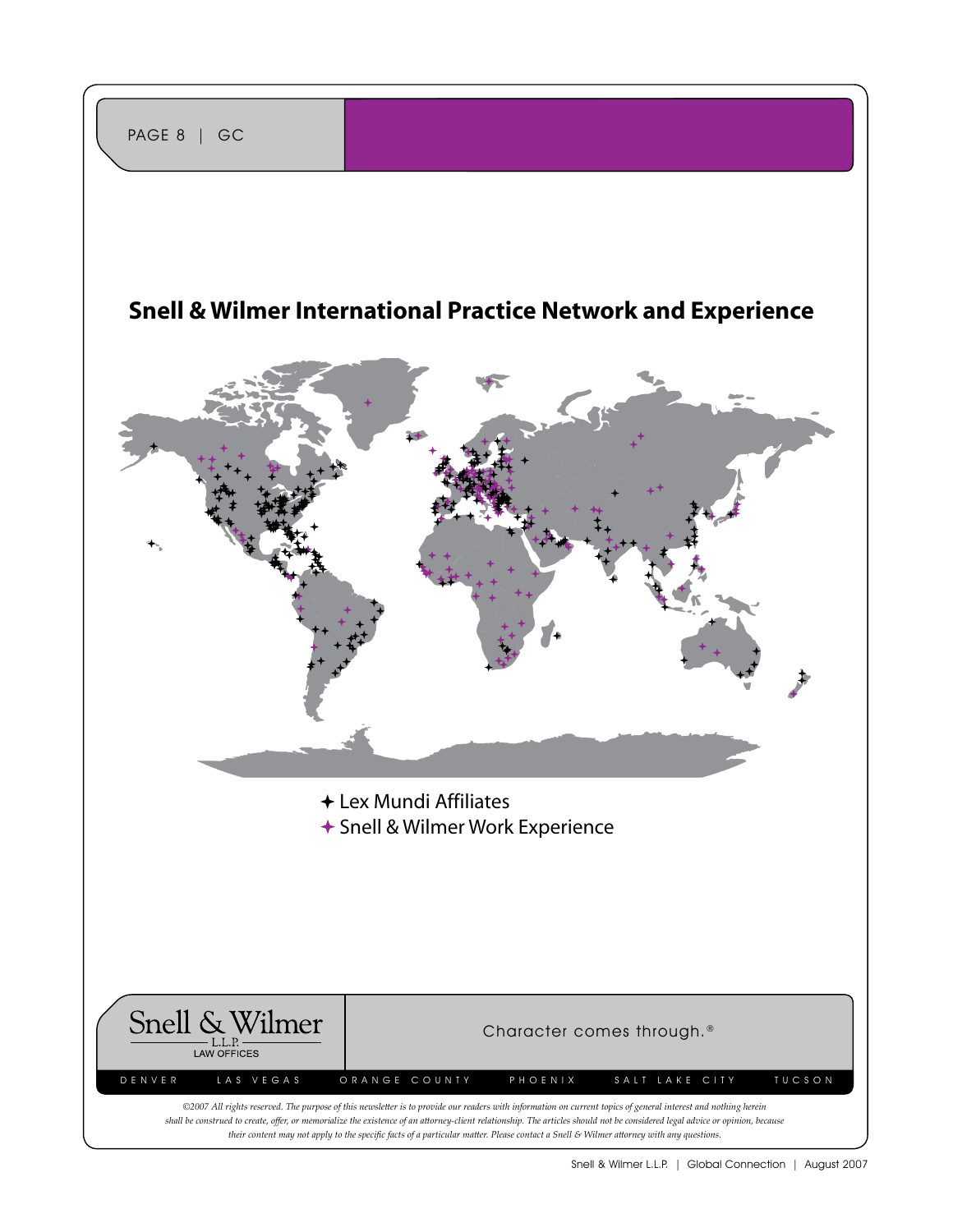## Snell & Wilmer International Practice Network and Experience

✦ Lex Mundi Affiliates

✦ Snell & Wilmer Work Experience

Snell & Wilmer
L.L.P.
LAW OFFICES

Character comes through.®

DENVER LAS VEGAS ORANGE COUNTY PHOENIX SALT LAKE CITY TUCSON

*©2007 All rights reserved. The purpose of this newsletter is to provide our readers with information on current topics of general interest and nothing herein shall be construed to create, offer, or memorialize the existence of an attorney-client relationship. The articles should not be considered legal advice or opinion, because their content may not apply to the specific facts of a particular matter. Please contact a Snell & Wilmer attorney with any questions.*